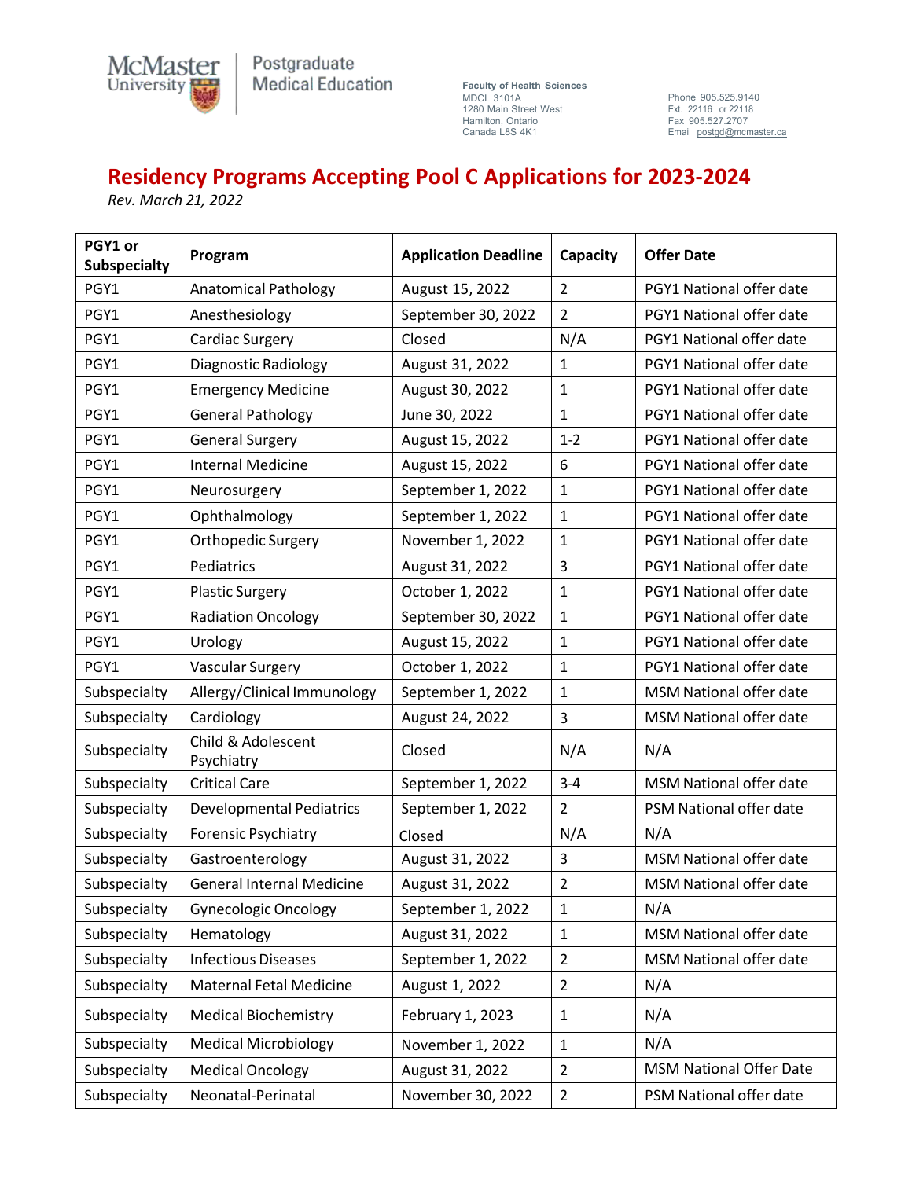McMaster University | Postgraduate Medical Education

Faculty of Health Sciences
MDCL 3101A
1280 Main Street West
Hamilton, Ontario
Canada L8S 4K1

Phone 905.525.9140
Ext. 22116 or 22118
Fax 905.527.2707
Email postgd@mcmaster.ca

# Residency Programs Accepting Pool C Applications for 2023-2024

*Rev. March 21, 2022*

| PGY1 or Subspecialty | Program | Application Deadline | Capacity | Offer Date |
|---|---|---|---|---|
| PGY1 | Anatomical Pathology | August 15, 2022 | 2 | PGY1 National offer date |
| PGY1 | Anesthesiology | September 30, 2022 | 2 | PGY1 National offer date |
| PGY1 | Cardiac Surgery | Closed | N/A | PGY1 National offer date |
| PGY1 | Diagnostic Radiology | August 31, 2022 | 1 | PGY1 National offer date |
| PGY1 | Emergency Medicine | August 30, 2022 | 1 | PGY1 National offer date |
| PGY1 | General Pathology | June 30, 2022 | 1 | PGY1 National offer date |
| PGY1 | General Surgery | August 15, 2022 | 1-2 | PGY1 National offer date |
| PGY1 | Internal Medicine | August 15, 2022 | 6 | PGY1 National offer date |
| PGY1 | Neurosurgery | September 1, 2022 | 1 | PGY1 National offer date |
| PGY1 | Ophthalmology | September 1, 2022 | 1 | PGY1 National offer date |
| PGY1 | Orthopedic Surgery | November 1, 2022 | 1 | PGY1 National offer date |
| PGY1 | Pediatrics | August 31, 2022 | 3 | PGY1 National offer date |
| PGY1 | Plastic Surgery | October 1, 2022 | 1 | PGY1 National offer date |
| PGY1 | Radiation Oncology | September 30, 2022 | 1 | PGY1 National offer date |
| PGY1 | Urology | August 15, 2022 | 1 | PGY1 National offer date |
| PGY1 | Vascular Surgery | October 1, 2022 | 1 | PGY1 National offer date |
| Subspecialty | Allergy/Clinical Immunology | September 1, 2022 | 1 | MSM National offer date |
| Subspecialty | Cardiology | August 24, 2022 | 3 | MSM National offer date |
| Subspecialty | Child & Adolescent Psychiatry | Closed | N/A | N/A |
| Subspecialty | Critical Care | September 1, 2022 | 3-4 | MSM National offer date |
| Subspecialty | Developmental Pediatrics | September 1, 2022 | 2 | PSM National offer date |
| Subspecialty | Forensic Psychiatry | Closed | N/A | N/A |
| Subspecialty | Gastroenterology | August 31, 2022 | 3 | MSM National offer date |
| Subspecialty | General Internal Medicine | August 31, 2022 | 2 | MSM National offer date |
| Subspecialty | Gynecologic Oncology | September 1, 2022 | 1 | N/A |
| Subspecialty | Hematology | August 31, 2022 | 1 | MSM National offer date |
| Subspecialty | Infectious Diseases | September 1, 2022 | 2 | MSM National offer date |
| Subspecialty | Maternal Fetal Medicine | August 1, 2022 | 2 | N/A |
| Subspecialty | Medical Biochemistry | February 1, 2023 | 1 | N/A |
| Subspecialty | Medical Microbiology | November 1, 2022 | 1 | N/A |
| Subspecialty | Medical Oncology | August 31, 2022 | 2 | MSM National Offer Date |
| Subspecialty | Neonatal-Perinatal | November 30, 2022 | 2 | PSM National offer date |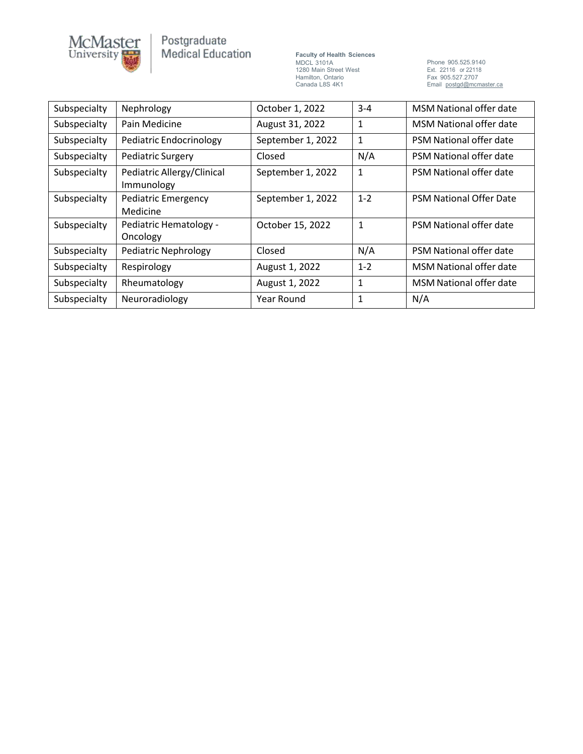| Subspecialty | Nephrology | October 1, 2022 | 3-4 | MSM National offer date |
|---|---|---|---|---|
| Subspecialty | Pain Medicine | August 31, 2022 | 1 | MSM National offer date |
| Subspecialty | Pediatric Endocrinology | September 1, 2022 | 1 | PSM National offer date |
| Subspecialty | Pediatric Surgery | Closed | N/A | PSM National offer date |
| Subspecialty | Pediatric Allergy/Clinical Immunology | September 1, 2022 | 1 | PSM National offer date |
| Subspecialty | Pediatric Emergency Medicine | September 1, 2022 | 1-2 | PSM National Offer Date |
| Subspecialty | Pediatric Hematology - Oncology | October 15, 2022 | 1 | PSM National offer date |
| Subspecialty | Pediatric Nephrology | Closed | N/A | PSM National offer date |
| Subspecialty | Respirology | August 1, 2022 | 1-2 | MSM National offer date |
| Subspecialty | Rheumatology | August 1, 2022 | 1 | MSM National offer date |
| Subspecialty | Neuroradiology | Year Round | 1 | N/A |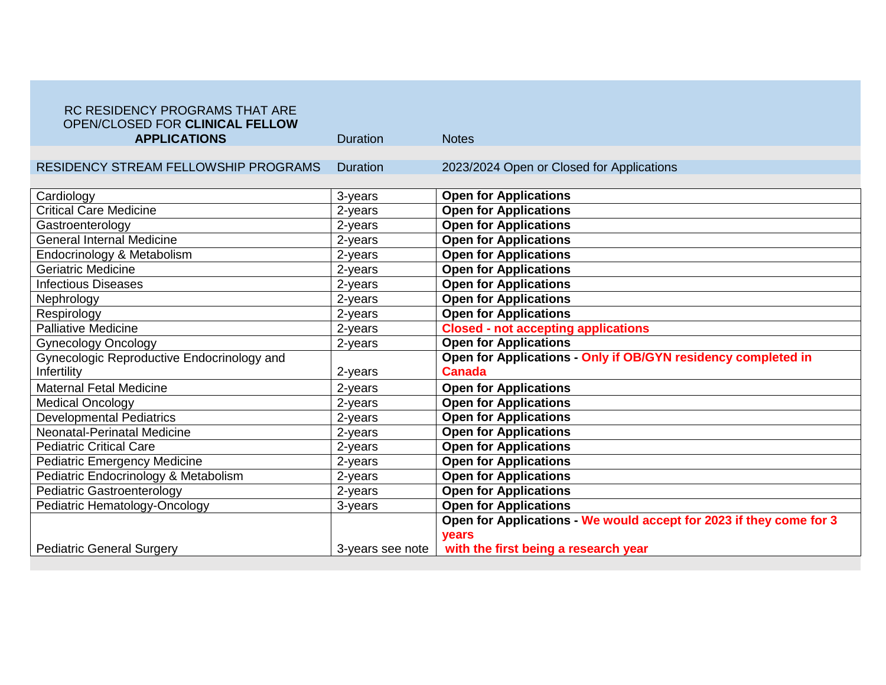| RC RESIDENCY PROGRAMS THAT ARE OPEN/CLOSED FOR **CLINICAL FELLOW APPLICATIONS** | Duration | Notes |
|---|---|---|
| RESIDENCY STREAM FELLOWSHIP PROGRAMS | Duration | 2023/2024 Open or Closed for Applications |
| Cardiology | 3-years | **Open for Applications** |
| Critical Care Medicine | 2-years | **Open for Applications** |
| Gastroenterology | 2-years | **Open for Applications** |
| General Internal Medicine | 2-years | **Open for Applications** |
| Endocrinology & Metabolism | 2-years | **Open for Applications** |
| Geriatric Medicine | 2-years | **Open for Applications** |
| Infectious Diseases | 2-years | **Open for Applications** |
| Nephrology | 2-years | **Open for Applications** |
| Respirology | 2-years | **Open for Applications** |
| Palliative Medicine | 2-years | **Closed - not accepting applications** |
| Gynecology Oncology | 2-years | **Open for Applications** |
| Gynecologic Reproductive Endocrinology and Infertility | 2-years | **Open for Applications - Only if OB/GYN residency completed in Canada** |
| Maternal Fetal Medicine | 2-years | **Open for Applications** |
| Medical Oncology | 2-years | **Open for Applications** |
| Developmental Pediatrics | 2-years | **Open for Applications** |
| Neonatal-Perinatal Medicine | 2-years | **Open for Applications** |
| Pediatric Critical Care | 2-years | **Open for Applications** |
| Pediatric Emergency Medicine | 2-years | **Open for Applications** |
| Pediatric Endocrinology & Metabolism | 2-years | **Open for Applications** |
| Pediatric Gastroenterology | 2-years | **Open for Applications** |
| Pediatric Hematology-Oncology | 3-years | **Open for Applications** |
| Pediatric General Surgery | 3-years see note | **Open for Applications - We would accept for 2023 if they come for 3 years with the first being a research year** |